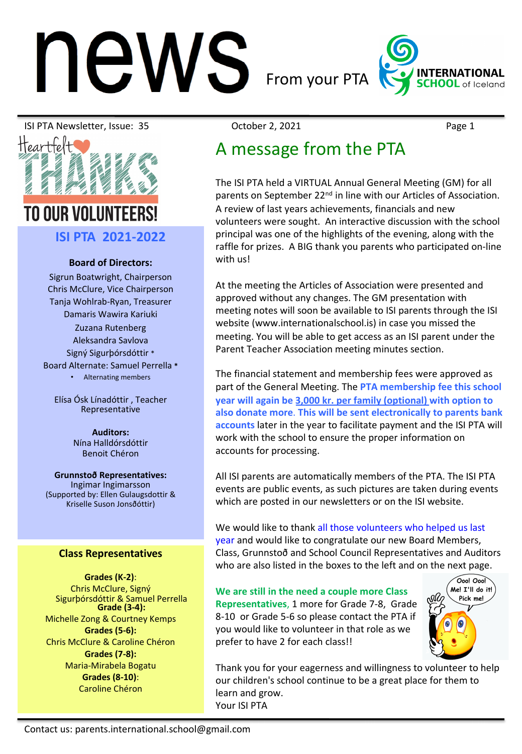# news From your PTA

INTERNATIONAL SCHOOL of Iceland

ISI PTA Newsletter, Issue: 35 October 2, 2021

## A message from the PTA

The ISI PTA held a VIRTUAL Annual General Meeting (GM) for all parents on September 22nd in line with our Articles of Association. A review of last years achievements, financials and new volunteers were sought. An interactive discussion with the school principal was one of the highlights of the evening, along with the raffle for prizes. A BIG thank you parents who participated on-line with us!

At the meeting the Articles of Association were presented and approved without any changes. The GM presentation with meeting notes will soon be available to ISI parents through the ISI website (www.internationalschool.is) in case you missed the meeting. You will be able to get access as an ISI parent under the Parent Teacher Association meeting minutes section.

The financial statement and membership fees were approved as part of the General Meeting. The **PTA membership fee this school year will again be 3,000 kr. per family (optional) with option to also donate more. This will be sent electronically to parents bank accounts** later in the year to facilitate payment and the ISI PTA will work with the school to ensure the proper information on accounts for processing.

All ISI parents are automatically members of the PTA. The ISI PTA events are public events, as such pictures are taken during events which are posted in our newsletters or on the ISI website.

We would like to thank all those volunteers who helped us last year and would like to congratulate our new Board Members, Class, Grunnstoð and School Council Representatives and Auditors who are also listed in the boxes to the left and on the next page.

**We are still in the need a couple more Class Representatives,** 1 more for Grade 7-8, Grade 8-10 or Grade 5-6 so please contact the PTA if you would like to volunteer in that role as we prefer to have 2 for each class!!

Ooo! Ooo! Me! I'll do it! Pick me!

Thank you for your eagerness and willingness to volunteer to help our children's school continue to be a great place for them to learn and grow.
Your ISI PTA

---

Heartfelt THANKS TO OUR VOLUNTEERS!

### ISI PTA 2021-2022

**Board of Directors:**
Sigrun Boatwright, Chairperson
Chris McClure, Vice Chairperson
Tanja Wohlrab-Ryan, Treasurer
Damaris Wawira Kariuki
Zuzana Rutenberg
Aleksandra Savlova
Signý Sigurþórsdóttir *
Board Alternate: Samuel Perrella *
* Alternating members

Elísa Ósk Línadóttir , Teacher Representative

**Auditors:**
Nína Halldórsdóttir
Benoit Chéron

**Grunnstoð Representatives:**
Ingimar Ingimarsson
(Supported by: Ellen Gulaugsdottir & Kriselle Suson Jonsðóttir)

### Class Representatives

**Grades (K-2)**:
Chris McClure, Signý Sigurþórsdóttir & Samuel Perrella
**Grade (3-4):**
Michelle Zong & Courtney Kemps
**Grades (5-6):**
Chris McClure & Caroline Chéron
**Grades (7-8):**
Maria-Mirabela Bogatu
**Grades (8-10)**:
Caroline Chéron

Contact us: parents.international.school@gmail.com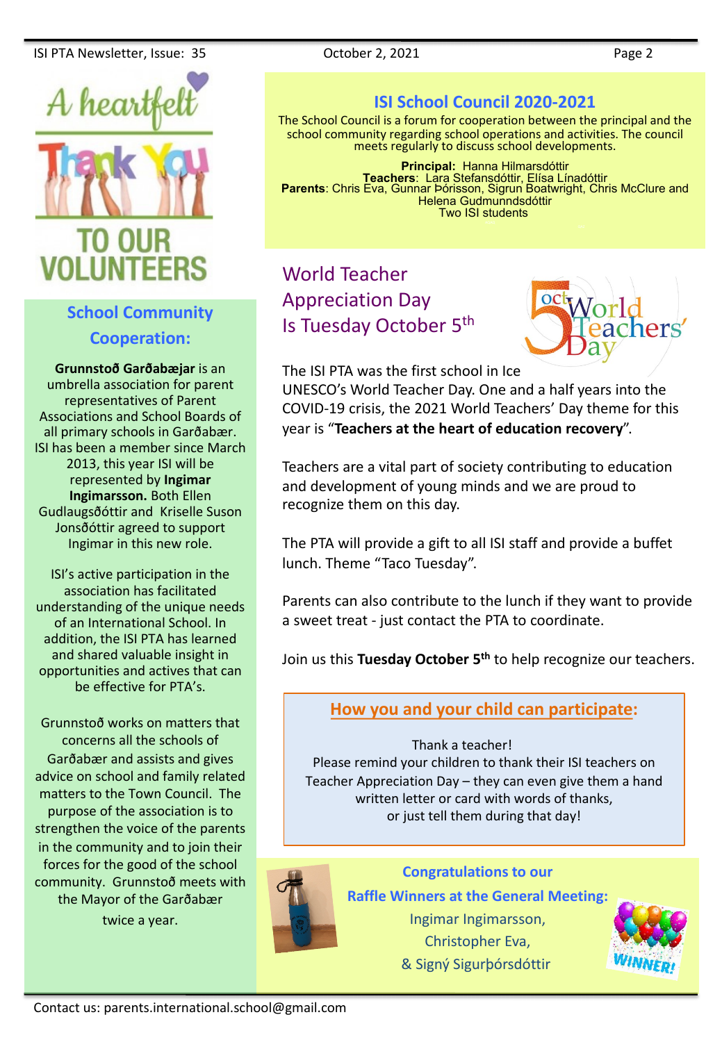A heartfelt Thank You TO OUR VOLUNTEERS

## School Community Cooperation:

**Grunnstoð Garðabæjar** is an umbrella association for parent representatives of Parent Associations and School Boards of all primary schools in Garðabær. ISI has been a member since March 2013, this year ISI will be represented by **Ingimar Ingimarsson.** Both Ellen Gudlaugsðóttir and Kriselle Suson Jonsðóttir agreed to support Ingimar in this new role.

ISI's active participation in the association has facilitated understanding of the unique needs of an International School. In addition, the ISI PTA has learned and shared valuable insight in opportunities and actives that can be effective for PTA's.

Grunnstoð works on matters that concerns all the schools of Garðabær and assists and gives advice on school and family related matters to the Town Council. The purpose of the association is to strengthen the voice of the parents in the community and to join their forces for the good of the school community. Grunnstoð meets with the Mayor of the Garðabær twice a year.

## ISI School Council 2020-2021

The School Council is a forum for cooperation between the principal and the school community regarding school operations and activities. The council meets regularly to discuss school developments.

**Principal:** Hanna Hilmarsdóttir
**Teachers**: Lara Stefansdóttir, Elísa Línadóttir
**Parents**: Chris Eva, Gunnar Þórisson, Sigrun Boatwright, Chris McClure and Helena Gudmunndsdóttir
Two ISI students

## World Teacher Appreciation Day Is Tuesday October 5th

5 oct World Teachers' Day

The ISI PTA was the first school in Ice UNESCO's World Teacher Day. One and a half years into the COVID-19 crisis, the 2021 World Teachers' Day theme for this year is "**Teachers at the heart of education recovery**".

Teachers are a vital part of society contributing to education and development of young minds and we are proud to recognize them on this day.

The PTA will provide a gift to all ISI staff and provide a buffet lunch. Theme "Taco Tuesday".

Parents can also contribute to the lunch if they want to provide a sweet treat - just contact the PTA to coordinate.

Join us this **Tuesday October 5th** to help recognize our teachers.

### How you and your child can participate:

Thank a teacher!
Please remind your children to thank their ISI teachers on Teacher Appreciation Day – they can even give them a hand written letter or card with words of thanks, or just tell them during that day!

### Congratulations to our Raffle Winners at the General Meeting:

Ingimar Ingimarsson,
Christopher Eva,
& Signý Sigurþórsdóttir

WINNER!

Contact us: parents.international.school@gmail.com